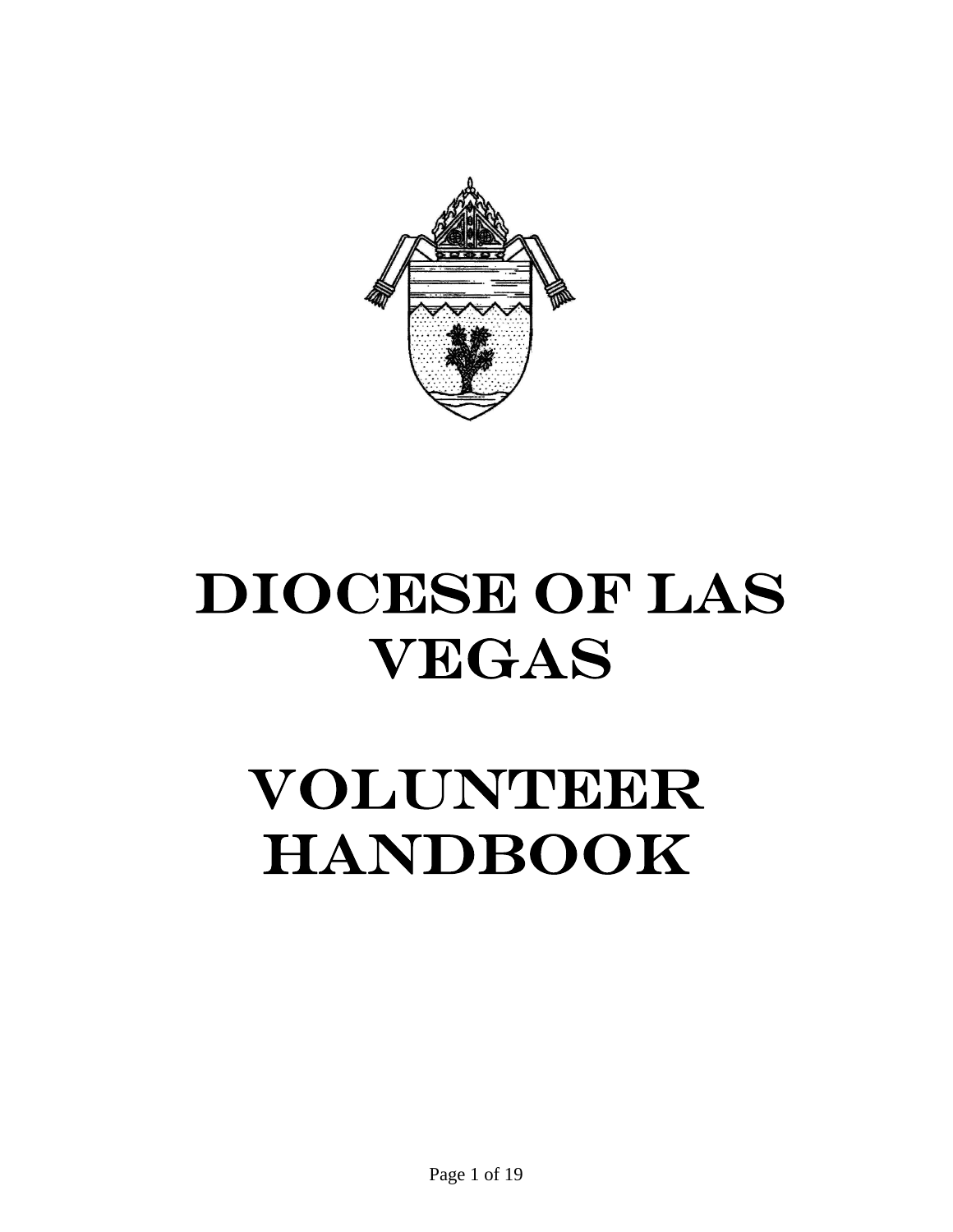# Diocese of Las Vegas

# Volunteer Handbook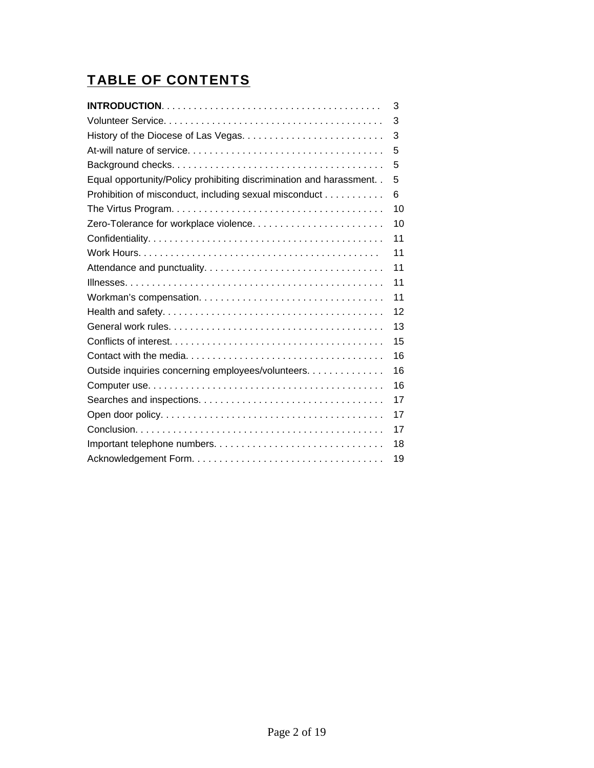# TABLE OF CONTENTS

| | |
|---|---|
| **INTRODUCTION** | 3 |
| Volunteer Service | 3 |
| History of the Diocese of Las Vegas | 3 |
| At-will nature of service | 5 |
| Background checks | 5 |
| Equal opportunity/Policy prohibiting discrimination and harassment | 5 |
| Prohibition of misconduct, including sexual misconduct | 6 |
| The Virtus Program | 10 |
| Zero-Tolerance for workplace violence | 10 |
| Confidentiality | 11 |
| Work Hours | 11 |
| Attendance and punctuality | 11 |
| Illnesses | 11 |
| Workman's compensation | 11 |
| Health and safety | 12 |
| General work rules | 13 |
| Conflicts of interest | 15 |
| Contact with the media | 16 |
| Outside inquiries concerning employees/volunteers | 16 |
| Computer use | 16 |
| Searches and inspections | 17 |
| Open door policy | 17 |
| Conclusion | 17 |
| Important telephone numbers | 18 |
| Acknowledgement Form | 19 |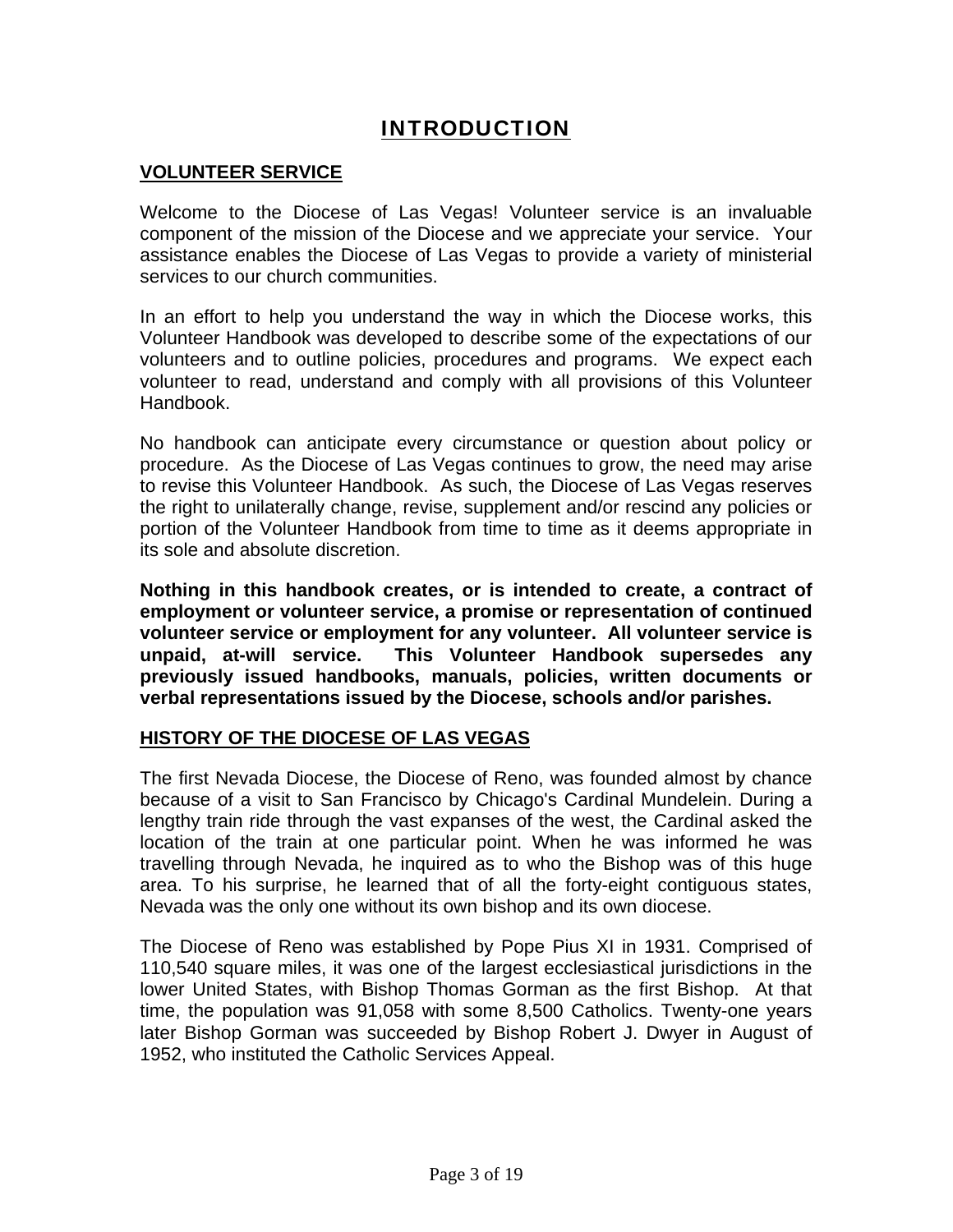# INTRODUCTION

## VOLUNTEER SERVICE

Welcome to the Diocese of Las Vegas! Volunteer service is an invaluable component of the mission of the Diocese and we appreciate your service. Your assistance enables the Diocese of Las Vegas to provide a variety of ministerial services to our church communities.

In an effort to help you understand the way in which the Diocese works, this Volunteer Handbook was developed to describe some of the expectations of our volunteers and to outline policies, procedures and programs. We expect each volunteer to read, understand and comply with all provisions of this Volunteer Handbook.

No handbook can anticipate every circumstance or question about policy or procedure. As the Diocese of Las Vegas continues to grow, the need may arise to revise this Volunteer Handbook. As such, the Diocese of Las Vegas reserves the right to unilaterally change, revise, supplement and/or rescind any policies or portion of the Volunteer Handbook from time to time as it deems appropriate in its sole and absolute discretion.

**Nothing in this handbook creates, or is intended to create, a contract of employment or volunteer service, a promise or representation of continued volunteer service or employment for any volunteer. All volunteer service is unpaid, at-will service. This Volunteer Handbook supersedes any previously issued handbooks, manuals, policies, written documents or verbal representations issued by the Diocese, schools and/or parishes.**

## HISTORY OF THE DIOCESE OF LAS VEGAS

The first Nevada Diocese, the Diocese of Reno, was founded almost by chance because of a visit to San Francisco by Chicago's Cardinal Mundelein. During a lengthy train ride through the vast expanses of the west, the Cardinal asked the location of the train at one particular point. When he was informed he was travelling through Nevada, he inquired as to who the Bishop was of this huge area. To his surprise, he learned that of all the forty-eight contiguous states, Nevada was the only one without its own bishop and its own diocese.

The Diocese of Reno was established by Pope Pius XI in 1931. Comprised of 110,540 square miles, it was one of the largest ecclesiastical jurisdictions in the lower United States, with Bishop Thomas Gorman as the first Bishop. At that time, the population was 91,058 with some 8,500 Catholics. Twenty-one years later Bishop Gorman was succeeded by Bishop Robert J. Dwyer in August of 1952, who instituted the Catholic Services Appeal.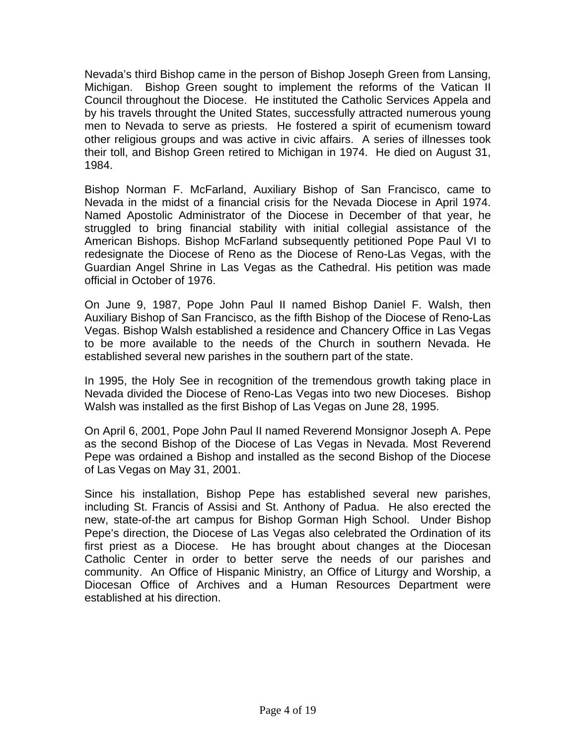Nevada's third Bishop came in the person of Bishop Joseph Green from Lansing, Michigan. Bishop Green sought to implement the reforms of the Vatican II Council throughout the Diocese. He instituted the Catholic Services Appela and by his travels throught the United States, successfully attracted numerous young men to Nevada to serve as priests. He fostered a spirit of ecumenism toward other religious groups and was active in civic affairs. A series of illnesses took their toll, and Bishop Green retired to Michigan in 1974. He died on August 31, 1984.

Bishop Norman F. McFarland, Auxiliary Bishop of San Francisco, came to Nevada in the midst of a financial crisis for the Nevada Diocese in April 1974. Named Apostolic Administrator of the Diocese in December of that year, he struggled to bring financial stability with initial collegial assistance of the American Bishops. Bishop McFarland subsequently petitioned Pope Paul VI to redesignate the Diocese of Reno as the Diocese of Reno-Las Vegas, with the Guardian Angel Shrine in Las Vegas as the Cathedral. His petition was made official in October of 1976.

On June 9, 1987, Pope John Paul II named Bishop Daniel F. Walsh, then Auxiliary Bishop of San Francisco, as the fifth Bishop of the Diocese of Reno-Las Vegas. Bishop Walsh established a residence and Chancery Office in Las Vegas to be more available to the needs of the Church in southern Nevada. He established several new parishes in the southern part of the state.

In 1995, the Holy See in recognition of the tremendous growth taking place in Nevada divided the Diocese of Reno-Las Vegas into two new Dioceses. Bishop Walsh was installed as the first Bishop of Las Vegas on June 28, 1995.

On April 6, 2001, Pope John Paul II named Reverend Monsignor Joseph A. Pepe as the second Bishop of the Diocese of Las Vegas in Nevada. Most Reverend Pepe was ordained a Bishop and installed as the second Bishop of the Diocese of Las Vegas on May 31, 2001.

Since his installation, Bishop Pepe has established several new parishes, including St. Francis of Assisi and St. Anthony of Padua. He also erected the new, state-of-the art campus for Bishop Gorman High School. Under Bishop Pepe's direction, the Diocese of Las Vegas also celebrated the Ordination of its first priest as a Diocese. He has brought about changes at the Diocesan Catholic Center in order to better serve the needs of our parishes and community. An Office of Hispanic Ministry, an Office of Liturgy and Worship, a Diocesan Office of Archives and a Human Resources Department were established at his direction.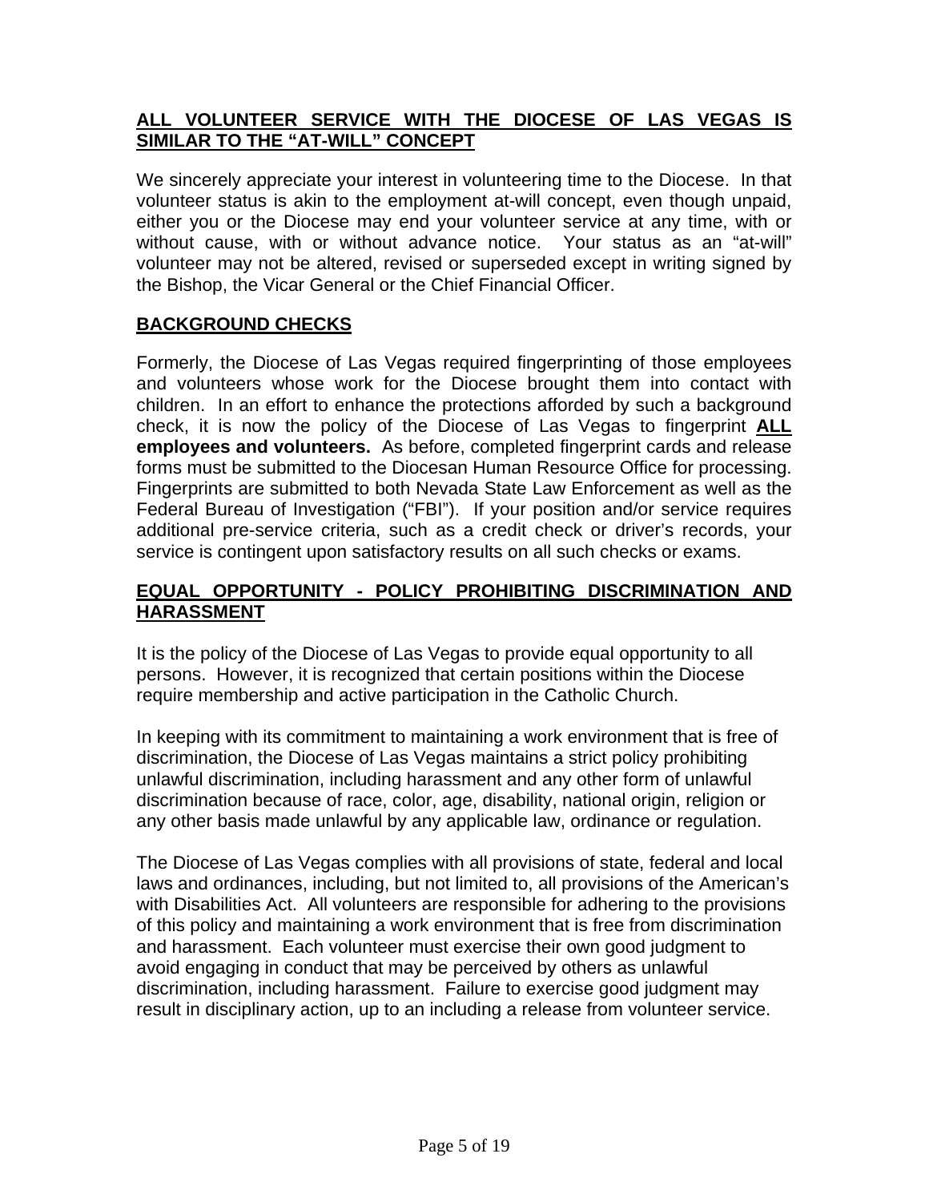## **ALL VOLUNTEER SERVICE WITH THE DIOCESE OF LAS VEGAS IS SIMILAR TO THE "AT-WILL" CONCEPT**

We sincerely appreciate your interest in volunteering time to the Diocese. In that volunteer status is akin to the employment at-will concept, even though unpaid, either you or the Diocese may end your volunteer service at any time, with or without cause, with or without advance notice. Your status as an "at-will" volunteer may not be altered, revised or superseded except in writing signed by the Bishop, the Vicar General or the Chief Financial Officer.

## **BACKGROUND CHECKS**

Formerly, the Diocese of Las Vegas required fingerprinting of those employees and volunteers whose work for the Diocese brought them into contact with children. In an effort to enhance the protections afforded by such a background check, it is now the policy of the Diocese of Las Vegas to fingerprint **ALL employees and volunteers.** As before, completed fingerprint cards and release forms must be submitted to the Diocesan Human Resource Office for processing. Fingerprints are submitted to both Nevada State Law Enforcement as well as the Federal Bureau of Investigation ("FBI"). If your position and/or service requires additional pre-service criteria, such as a credit check or driver's records, your service is contingent upon satisfactory results on all such checks or exams.

## **EQUAL OPPORTUNITY - POLICY PROHIBITING DISCRIMINATION AND HARASSMENT**

It is the policy of the Diocese of Las Vegas to provide equal opportunity to all persons. However, it is recognized that certain positions within the Diocese require membership and active participation in the Catholic Church.

In keeping with its commitment to maintaining a work environment that is free of discrimination, the Diocese of Las Vegas maintains a strict policy prohibiting unlawful discrimination, including harassment and any other form of unlawful discrimination because of race, color, age, disability, national origin, religion or any other basis made unlawful by any applicable law, ordinance or regulation.

The Diocese of Las Vegas complies with all provisions of state, federal and local laws and ordinances, including, but not limited to, all provisions of the American's with Disabilities Act. All volunteers are responsible for adhering to the provisions of this policy and maintaining a work environment that is free from discrimination and harassment. Each volunteer must exercise their own good judgment to avoid engaging in conduct that may be perceived by others as unlawful discrimination, including harassment. Failure to exercise good judgment may result in disciplinary action, up to an including a release from volunteer service.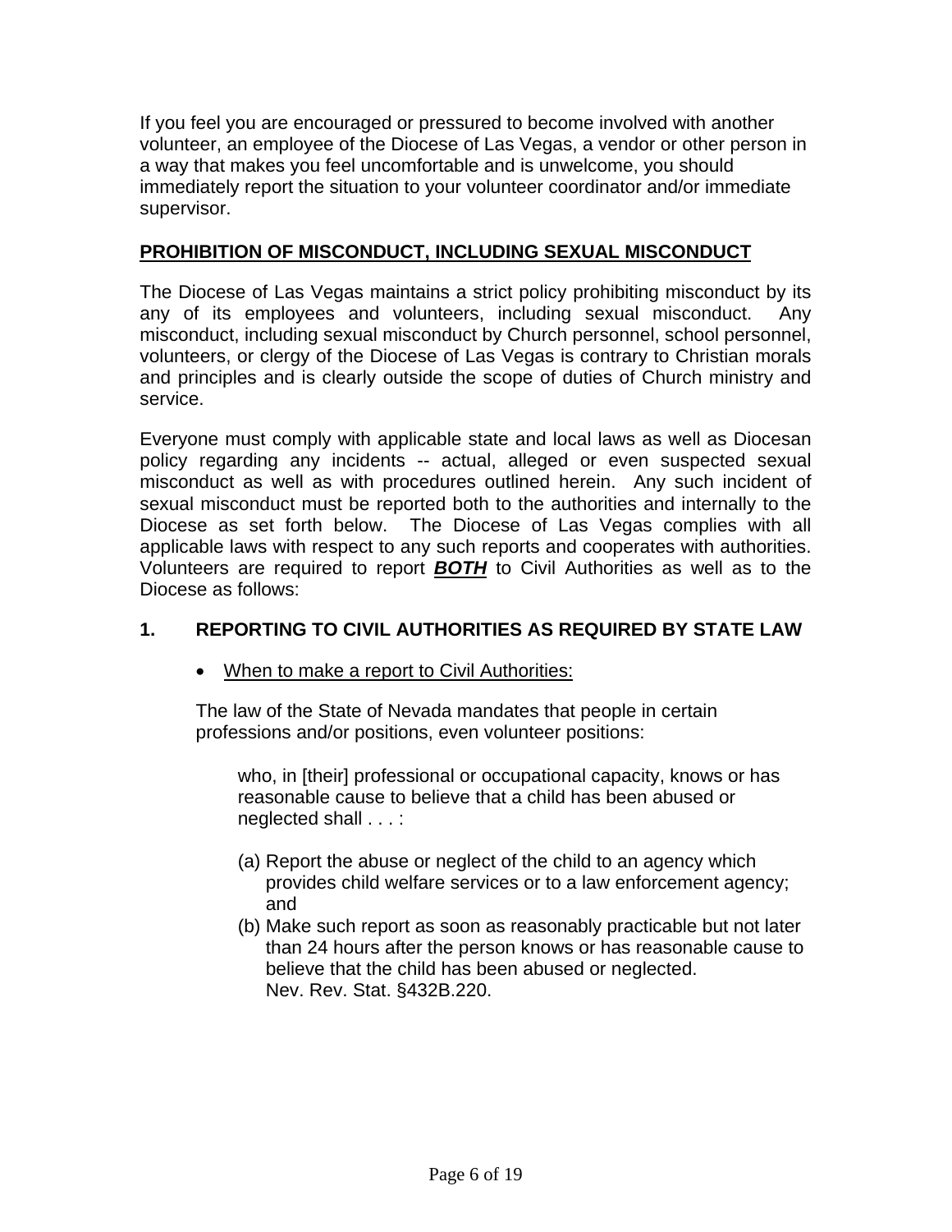If you feel you are encouraged or pressured to become involved with another volunteer, an employee of the Diocese of Las Vegas, a vendor or other person in a way that makes you feel uncomfortable and is unwelcome, you should immediately report the situation to your volunteer coordinator and/or immediate supervisor.

## PROHIBITION OF MISCONDUCT, INCLUDING SEXUAL MISCONDUCT

The Diocese of Las Vegas maintains a strict policy prohibiting misconduct by its any of its employees and volunteers, including sexual misconduct. Any misconduct, including sexual misconduct by Church personnel, school personnel, volunteers, or clergy of the Diocese of Las Vegas is contrary to Christian morals and principles and is clearly outside the scope of duties of Church ministry and service.

Everyone must comply with applicable state and local laws as well as Diocesan policy regarding any incidents -- actual, alleged or even suspected sexual misconduct as well as with procedures outlined herein. Any such incident of sexual misconduct must be reported both to the authorities and internally to the Diocese as set forth below. The Diocese of Las Vegas complies with all applicable laws with respect to any such reports and cooperates with authorities. Volunteers are required to report ***BOTH*** to Civil Authorities as well as to the Diocese as follows:

### 1. REPORTING TO CIVIL AUTHORITIES AS REQUIRED BY STATE LAW

- When to make a report to Civil Authorities:

The law of the State of Nevada mandates that people in certain professions and/or positions, even volunteer positions:

> who, in [their] professional or occupational capacity, knows or has reasonable cause to believe that a child has been abused or neglected shall . . . :
>
> (a) Report the abuse or neglect of the child to an agency which provides child welfare services or to a law enforcement agency; and
>
> (b) Make such report as soon as reasonably practicable but not later than 24 hours after the person knows or has reasonable cause to believe that the child has been abused or neglected.
> Nev. Rev. Stat. §432B.220.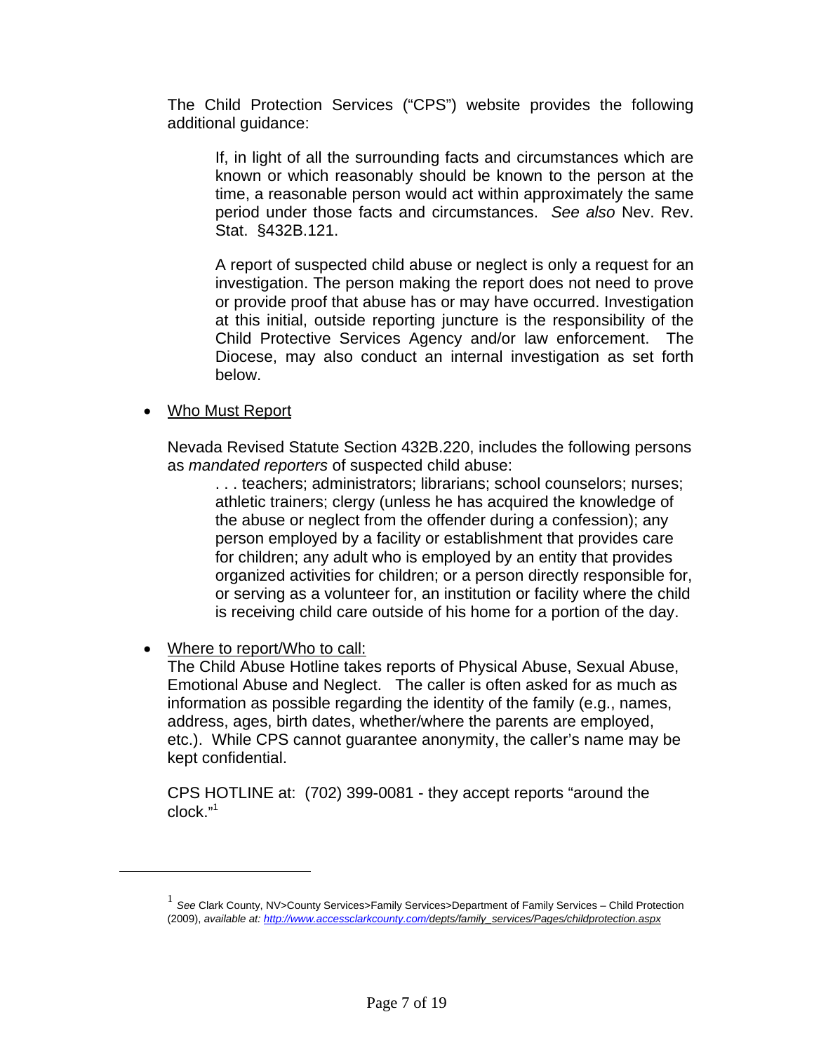The Child Protection Services ("CPS") website provides the following additional guidance:

> If, in light of all the surrounding facts and circumstances which are known or which reasonably should be known to the person at the time, a reasonable person would act within approximately the same period under those facts and circumstances. *See also* Nev. Rev. Stat. §432B.121.
>
> A report of suspected child abuse or neglect is only a request for an investigation. The person making the report does not need to prove or provide proof that abuse has or may have occurred. Investigation at this initial, outside reporting juncture is the responsibility of the Child Protective Services Agency and/or law enforcement. The Diocese, may also conduct an internal investigation as set forth below.

- <u>Who Must Report</u>

  Nevada Revised Statute Section 432B.220, includes the following persons as *mandated reporters* of suspected child abuse:

  > . . . teachers; administrators; librarians; school counselors; nurses; athletic trainers; clergy (unless he has acquired the knowledge of the abuse or neglect from the offender during a confession); any person employed by a facility or establishment that provides care for children; any adult who is employed by an entity that provides organized activities for children; or a person directly responsible for, or serving as a volunteer for, an institution or facility where the child is receiving child care outside of his home for a portion of the day.

- <u>Where to report/Who to call:</u>
  The Child Abuse Hotline takes reports of Physical Abuse, Sexual Abuse, Emotional Abuse and Neglect. The caller is often asked for as much as information as possible regarding the identity of the family (e.g., names, address, ages, birth dates, whether/where the parents are employed, etc.). While CPS cannot guarantee anonymity, the caller's name may be kept confidential.

  CPS HOTLINE at: (702) 399-0081 - they accept reports "around the clock."[1]

---

[1] *See* Clark County, NV>County Services>Family Services>Department of Family Services – Child Protection (2009), *available at: http://www.accessclarkcounty.com/depts/family_services/Pages/childprotection.aspx*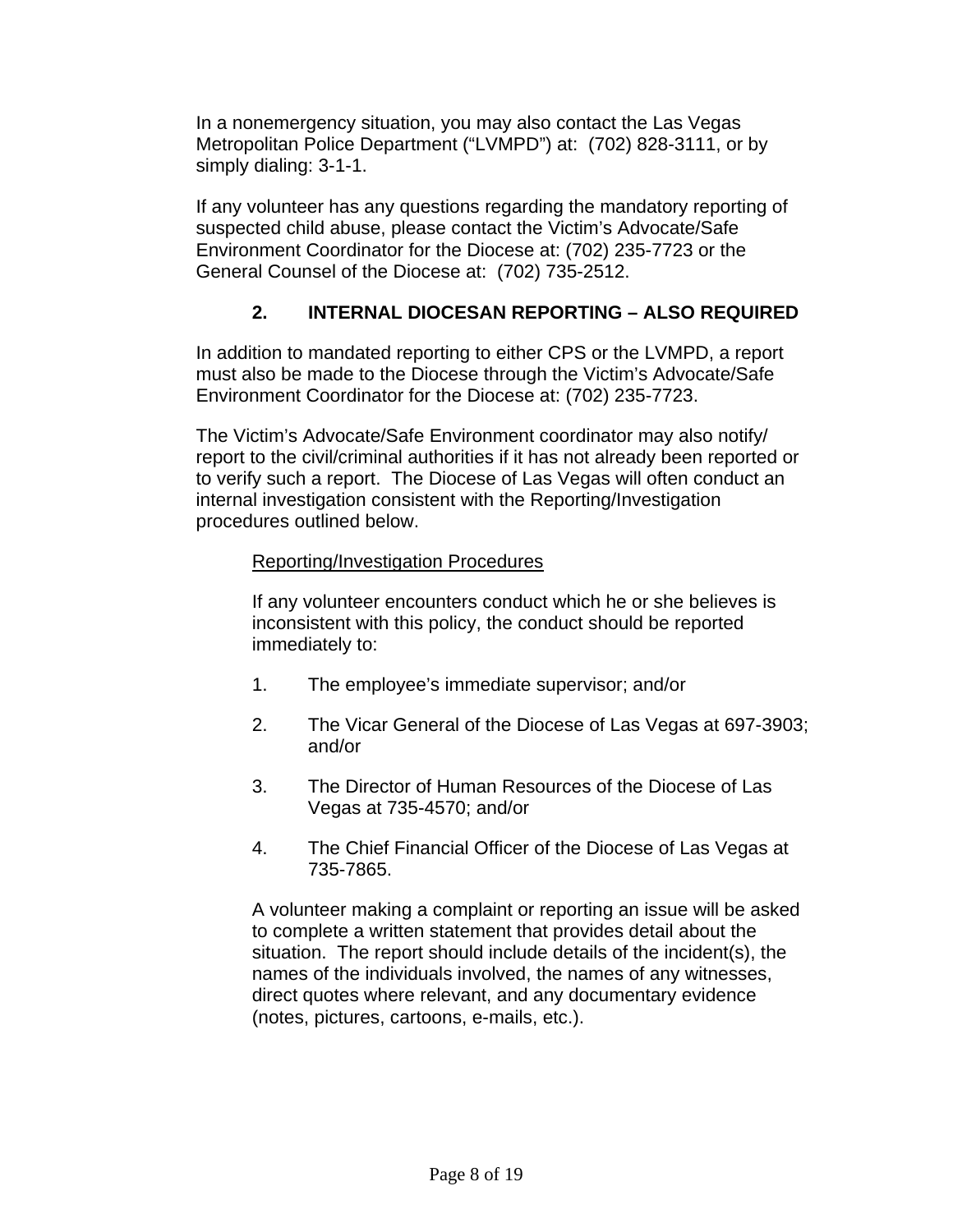In a nonemergency situation, you may also contact the Las Vegas Metropolitan Police Department ("LVMPD") at: (702) 828-3111, or by simply dialing: 3-1-1.

If any volunteer has any questions regarding the mandatory reporting of suspected child abuse, please contact the Victim's Advocate/Safe Environment Coordinator for the Diocese at: (702) 235-7723 or the General Counsel of the Diocese at: (702) 735-2512.

### 2. INTERNAL DIOCESAN REPORTING – ALSO REQUIRED

In addition to mandated reporting to either CPS or the LVMPD, a report must also be made to the Diocese through the Victim's Advocate/Safe Environment Coordinator for the Diocese at: (702) 235-7723.

The Victim's Advocate/Safe Environment coordinator may also notify/ report to the civil/criminal authorities if it has not already been reported or to verify such a report. The Diocese of Las Vegas will often conduct an internal investigation consistent with the Reporting/Investigation procedures outlined below.

Reporting/Investigation Procedures

If any volunteer encounters conduct which he or she believes is inconsistent with this policy, the conduct should be reported immediately to:

1. The employee's immediate supervisor; and/or
2. The Vicar General of the Diocese of Las Vegas at 697-3903; and/or
3. The Director of Human Resources of the Diocese of Las Vegas at 735-4570; and/or
4. The Chief Financial Officer of the Diocese of Las Vegas at 735-7865.

A volunteer making a complaint or reporting an issue will be asked to complete a written statement that provides detail about the situation. The report should include details of the incident(s), the names of the individuals involved, the names of any witnesses, direct quotes where relevant, and any documentary evidence (notes, pictures, cartoons, e-mails, etc.).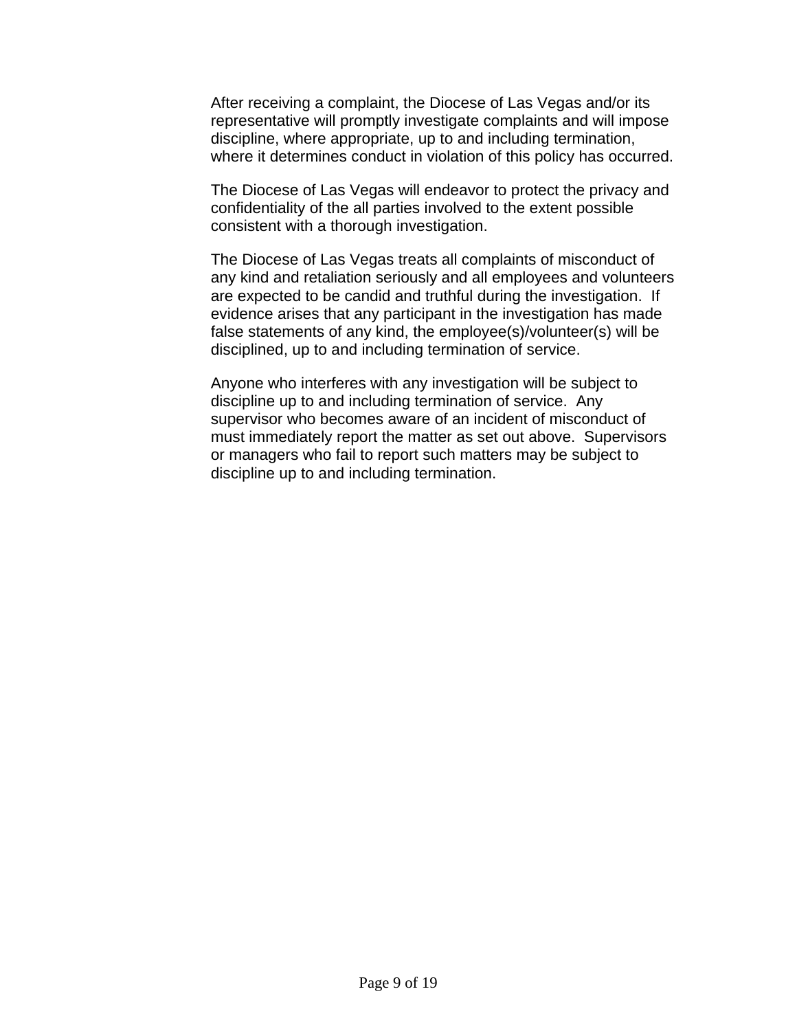After receiving a complaint, the Diocese of Las Vegas and/or its representative will promptly investigate complaints and will impose discipline, where appropriate, up to and including termination, where it determines conduct in violation of this policy has occurred.

The Diocese of Las Vegas will endeavor to protect the privacy and confidentiality of the all parties involved to the extent possible consistent with a thorough investigation.

The Diocese of Las Vegas treats all complaints of misconduct of any kind and retaliation seriously and all employees and volunteers are expected to be candid and truthful during the investigation. If evidence arises that any participant in the investigation has made false statements of any kind, the employee(s)/volunteer(s) will be disciplined, up to and including termination of service.

Anyone who interferes with any investigation will be subject to discipline up to and including termination of service. Any supervisor who becomes aware of an incident of misconduct of must immediately report the matter as set out above. Supervisors or managers who fail to report such matters may be subject to discipline up to and including termination.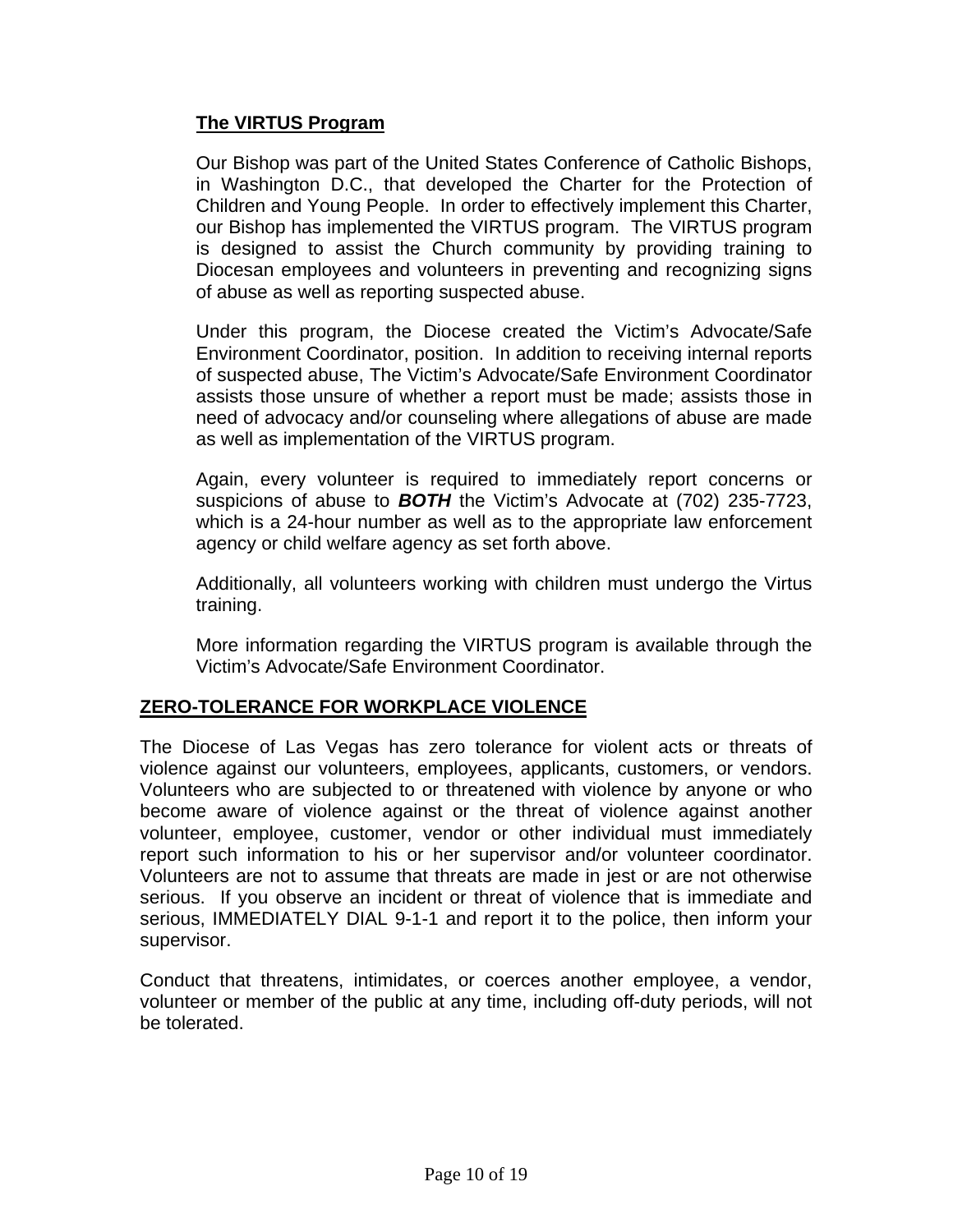### The VIRTUS Program

Our Bishop was part of the United States Conference of Catholic Bishops, in Washington D.C., that developed the Charter for the Protection of Children and Young People. In order to effectively implement this Charter, our Bishop has implemented the VIRTUS program. The VIRTUS program is designed to assist the Church community by providing training to Diocesan employees and volunteers in preventing and recognizing signs of abuse as well as reporting suspected abuse.

Under this program, the Diocese created the Victim's Advocate/Safe Environment Coordinator, position. In addition to receiving internal reports of suspected abuse, The Victim's Advocate/Safe Environment Coordinator assists those unsure of whether a report must be made; assists those in need of advocacy and/or counseling where allegations of abuse are made as well as implementation of the VIRTUS program.

Again, every volunteer is required to immediately report concerns or suspicions of abuse to ***BOTH*** the Victim's Advocate at (702) 235-7723, which is a 24-hour number as well as to the appropriate law enforcement agency or child welfare agency as set forth above.

Additionally, all volunteers working with children must undergo the Virtus training.

More information regarding the VIRTUS program is available through the Victim's Advocate/Safe Environment Coordinator.

## ZERO-TOLERANCE FOR WORKPLACE VIOLENCE

The Diocese of Las Vegas has zero tolerance for violent acts or threats of violence against our volunteers, employees, applicants, customers, or vendors. Volunteers who are subjected to or threatened with violence by anyone or who become aware of violence against or the threat of violence against another volunteer, employee, customer, vendor or other individual must immediately report such information to his or her supervisor and/or volunteer coordinator. Volunteers are not to assume that threats are made in jest or are not otherwise serious. If you observe an incident or threat of violence that is immediate and serious, IMMEDIATELY DIAL 9-1-1 and report it to the police, then inform your supervisor.

Conduct that threatens, intimidates, or coerces another employee, a vendor, volunteer or member of the public at any time, including off-duty periods, will not be tolerated.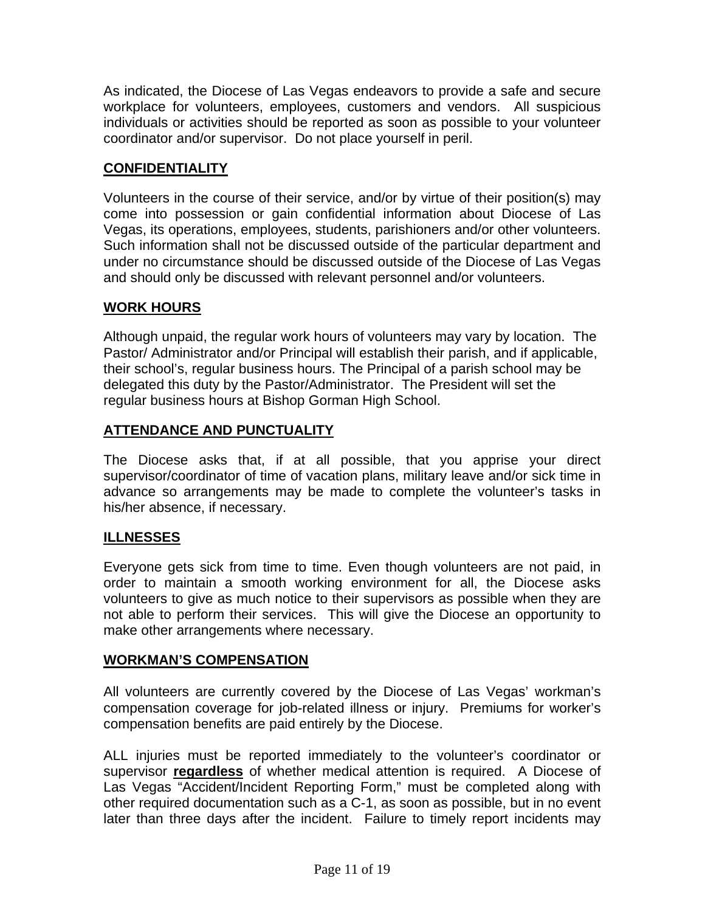As indicated, the Diocese of Las Vegas endeavors to provide a safe and secure workplace for volunteers, employees, customers and vendors. All suspicious individuals or activities should be reported as soon as possible to your volunteer coordinator and/or supervisor. Do not place yourself in peril.

## CONFIDENTIALITY

Volunteers in the course of their service, and/or by virtue of their position(s) may come into possession or gain confidential information about Diocese of Las Vegas, its operations, employees, students, parishioners and/or other volunteers. Such information shall not be discussed outside of the particular department and under no circumstance should be discussed outside of the Diocese of Las Vegas and should only be discussed with relevant personnel and/or volunteers.

## WORK HOURS

Although unpaid, the regular work hours of volunteers may vary by location. The Pastor/ Administrator and/or Principal will establish their parish, and if applicable, their school's, regular business hours. The Principal of a parish school may be delegated this duty by the Pastor/Administrator. The President will set the regular business hours at Bishop Gorman High School.

## ATTENDANCE AND PUNCTUALITY

The Diocese asks that, if at all possible, that you apprise your direct supervisor/coordinator of time of vacation plans, military leave and/or sick time in advance so arrangements may be made to complete the volunteer's tasks in his/her absence, if necessary.

## ILLNESSES

Everyone gets sick from time to time. Even though volunteers are not paid, in order to maintain a smooth working environment for all, the Diocese asks volunteers to give as much notice to their supervisors as possible when they are not able to perform their services. This will give the Diocese an opportunity to make other arrangements where necessary.

## WORKMAN'S COMPENSATION

All volunteers are currently covered by the Diocese of Las Vegas' workman's compensation coverage for job-related illness or injury. Premiums for worker's compensation benefits are paid entirely by the Diocese.

ALL injuries must be reported immediately to the volunteer's coordinator or supervisor **regardless** of whether medical attention is required. A Diocese of Las Vegas "Accident/Incident Reporting Form," must be completed along with other required documentation such as a C-1, as soon as possible, but in no event later than three days after the incident. Failure to timely report incidents may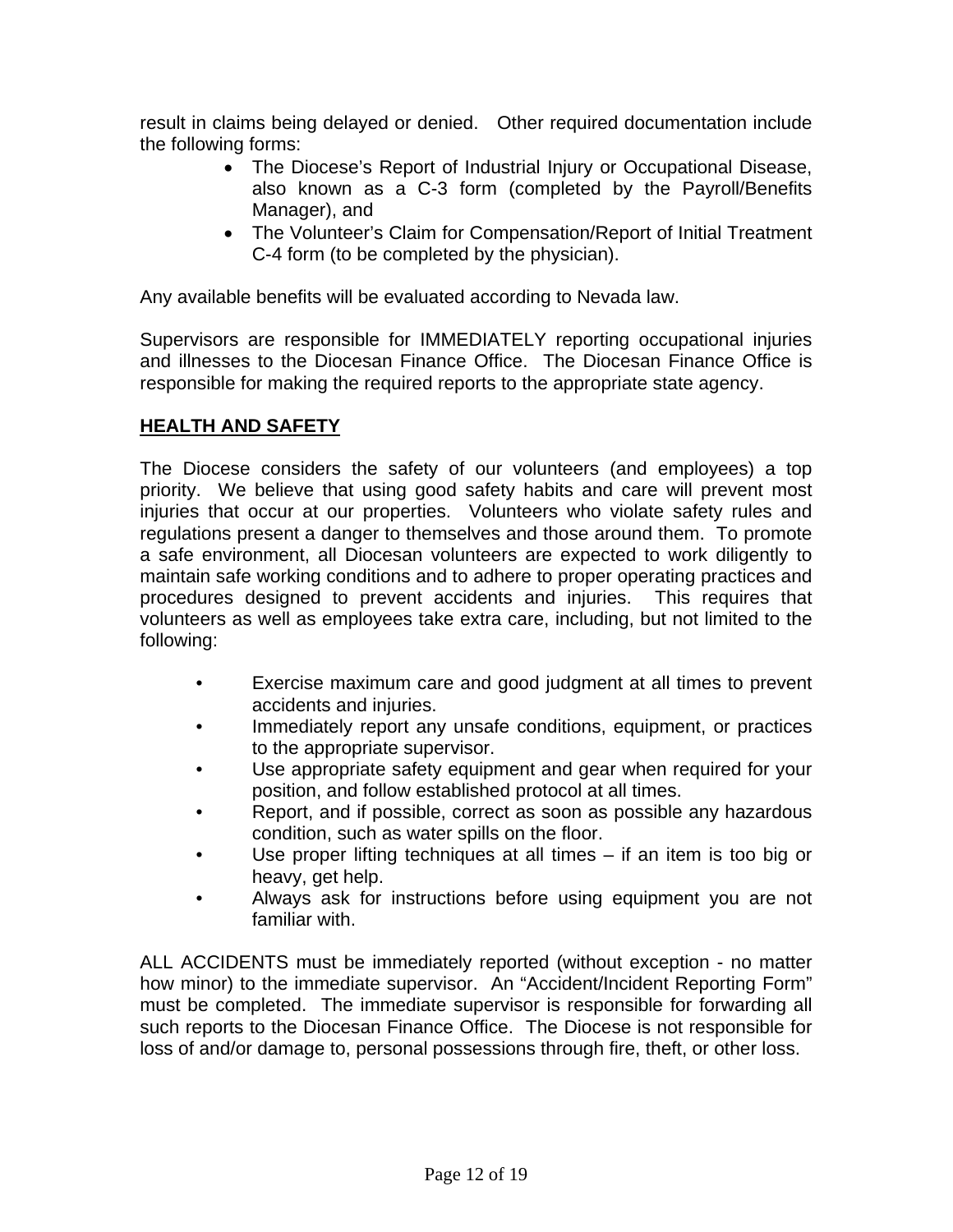result in claims being delayed or denied. Other required documentation include the following forms:

- The Diocese's Report of Industrial Injury or Occupational Disease, also known as a C-3 form (completed by the Payroll/Benefits Manager), and
- The Volunteer's Claim for Compensation/Report of Initial Treatment C-4 form (to be completed by the physician).

Any available benefits will be evaluated according to Nevada law.

Supervisors are responsible for IMMEDIATELY reporting occupational injuries and illnesses to the Diocesan Finance Office. The Diocesan Finance Office is responsible for making the required reports to the appropriate state agency.

## HEALTH AND SAFETY

The Diocese considers the safety of our volunteers (and employees) a top priority. We believe that using good safety habits and care will prevent most injuries that occur at our properties. Volunteers who violate safety rules and regulations present a danger to themselves and those around them. To promote a safe environment, all Diocesan volunteers are expected to work diligently to maintain safe working conditions and to adhere to proper operating practices and procedures designed to prevent accidents and injuries. This requires that volunteers as well as employees take extra care, including, but not limited to the following:

- Exercise maximum care and good judgment at all times to prevent accidents and injuries.
- Immediately report any unsafe conditions, equipment, or practices to the appropriate supervisor.
- Use appropriate safety equipment and gear when required for your position, and follow established protocol at all times.
- Report, and if possible, correct as soon as possible any hazardous condition, such as water spills on the floor.
- Use proper lifting techniques at all times – if an item is too big or heavy, get help.
- Always ask for instructions before using equipment you are not familiar with.

ALL ACCIDENTS must be immediately reported (without exception - no matter how minor) to the immediate supervisor. An "Accident/Incident Reporting Form" must be completed. The immediate supervisor is responsible for forwarding all such reports to the Diocesan Finance Office. The Diocese is not responsible for loss of and/or damage to, personal possessions through fire, theft, or other loss.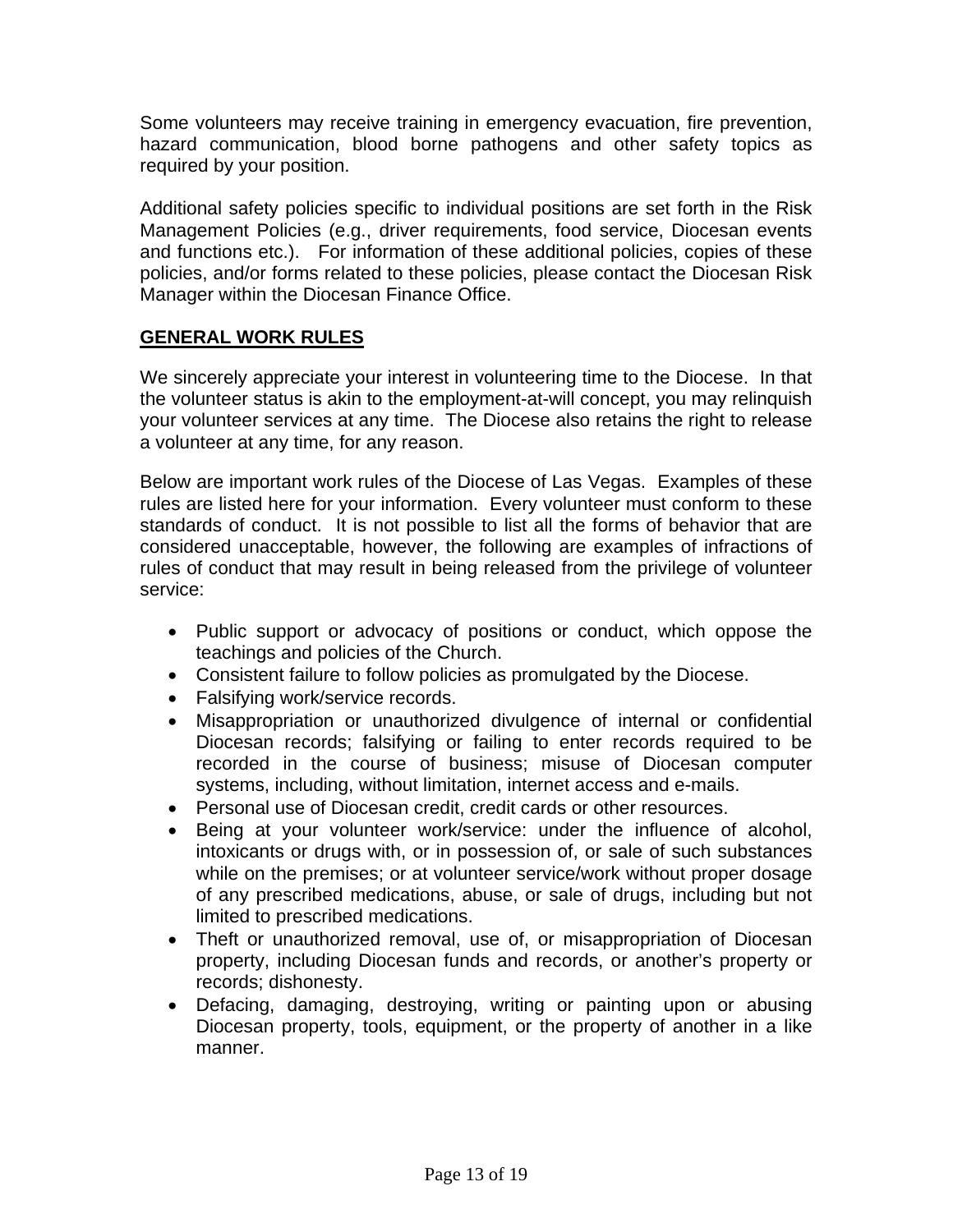Some volunteers may receive training in emergency evacuation, fire prevention, hazard communication, blood borne pathogens and other safety topics as required by your position.

Additional safety policies specific to individual positions are set forth in the Risk Management Policies (e.g., driver requirements, food service, Diocesan events and functions etc.). For information of these additional policies, copies of these policies, and/or forms related to these policies, please contact the Diocesan Risk Manager within the Diocesan Finance Office.

## GENERAL WORK RULES

We sincerely appreciate your interest in volunteering time to the Diocese. In that the volunteer status is akin to the employment-at-will concept, you may relinquish your volunteer services at any time. The Diocese also retains the right to release a volunteer at any time, for any reason.

Below are important work rules of the Diocese of Las Vegas. Examples of these rules are listed here for your information. Every volunteer must conform to these standards of conduct. It is not possible to list all the forms of behavior that are considered unacceptable, however, the following are examples of infractions of rules of conduct that may result in being released from the privilege of volunteer service:

- Public support or advocacy of positions or conduct, which oppose the teachings and policies of the Church.
- Consistent failure to follow policies as promulgated by the Diocese.
- Falsifying work/service records.
- Misappropriation or unauthorized divulgence of internal or confidential Diocesan records; falsifying or failing to enter records required to be recorded in the course of business; misuse of Diocesan computer systems, including, without limitation, internet access and e-mails.
- Personal use of Diocesan credit, credit cards or other resources.
- Being at your volunteer work/service: under the influence of alcohol, intoxicants or drugs with, or in possession of, or sale of such substances while on the premises; or at volunteer service/work without proper dosage of any prescribed medications, abuse, or sale of drugs, including but not limited to prescribed medications.
- Theft or unauthorized removal, use of, or misappropriation of Diocesan property, including Diocesan funds and records, or another's property or records; dishonesty.
- Defacing, damaging, destroying, writing or painting upon or abusing Diocesan property, tools, equipment, or the property of another in a like manner.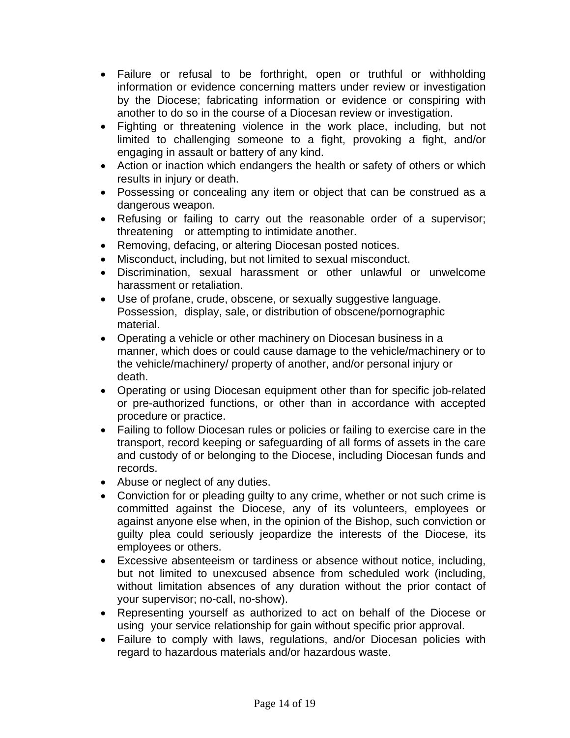- Failure or refusal to be forthright, open or truthful or withholding information or evidence concerning matters under review or investigation by the Diocese; fabricating information or evidence or conspiring with another to do so in the course of a Diocesan review or investigation.
- Fighting or threatening violence in the work place, including, but not limited to challenging someone to a fight, provoking a fight, and/or engaging in assault or battery of any kind.
- Action or inaction which endangers the health or safety of others or which results in injury or death.
- Possessing or concealing any item or object that can be construed as a dangerous weapon.
- Refusing or failing to carry out the reasonable order of a supervisor; threatening or attempting to intimidate another.
- Removing, defacing, or altering Diocesan posted notices.
- Misconduct, including, but not limited to sexual misconduct.
- Discrimination, sexual harassment or other unlawful or unwelcome harassment or retaliation.
- Use of profane, crude, obscene, or sexually suggestive language. Possession, display, sale, or distribution of obscene/pornographic material.
- Operating a vehicle or other machinery on Diocesan business in a manner, which does or could cause damage to the vehicle/machinery or to the vehicle/machinery/ property of another, and/or personal injury or death.
- Operating or using Diocesan equipment other than for specific job-related or pre-authorized functions, or other than in accordance with accepted procedure or practice.
- Failing to follow Diocesan rules or policies or failing to exercise care in the transport, record keeping or safeguarding of all forms of assets in the care and custody of or belonging to the Diocese, including Diocesan funds and records.
- Abuse or neglect of any duties.
- Conviction for or pleading guilty to any crime, whether or not such crime is committed against the Diocese, any of its volunteers, employees or against anyone else when, in the opinion of the Bishop, such conviction or guilty plea could seriously jeopardize the interests of the Diocese, its employees or others.
- Excessive absenteeism or tardiness or absence without notice, including, but not limited to unexcused absence from scheduled work (including, without limitation absences of any duration without the prior contact of your supervisor; no-call, no-show).
- Representing yourself as authorized to act on behalf of the Diocese or using your service relationship for gain without specific prior approval.
- Failure to comply with laws, regulations, and/or Diocesan policies with regard to hazardous materials and/or hazardous waste.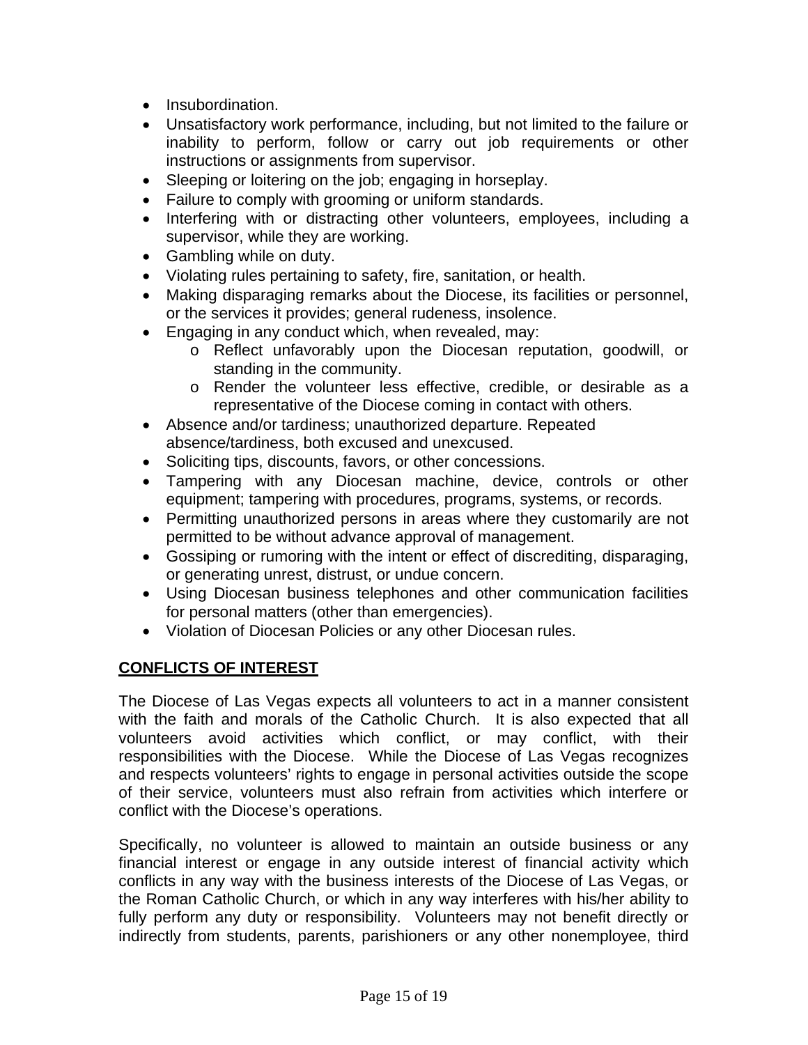- Insubordination.
- Unsatisfactory work performance, including, but not limited to the failure or inability to perform, follow or carry out job requirements or other instructions or assignments from supervisor.
- Sleeping or loitering on the job; engaging in horseplay.
- Failure to comply with grooming or uniform standards.
- Interfering with or distracting other volunteers, employees, including a supervisor, while they are working.
- Gambling while on duty.
- Violating rules pertaining to safety, fire, sanitation, or health.
- Making disparaging remarks about the Diocese, its facilities or personnel, or the services it provides; general rudeness, insolence.
- Engaging in any conduct which, when revealed, may:
    - Reflect unfavorably upon the Diocesan reputation, goodwill, or standing in the community.
    - Render the volunteer less effective, credible, or desirable as a representative of the Diocese coming in contact with others.
- Absence and/or tardiness; unauthorized departure. Repeated absence/tardiness, both excused and unexcused.
- Soliciting tips, discounts, favors, or other concessions.
- Tampering with any Diocesan machine, device, controls or other equipment; tampering with procedures, programs, systems, or records.
- Permitting unauthorized persons in areas where they customarily are not permitted to be without advance approval of management.
- Gossiping or rumoring with the intent or effect of discrediting, disparaging, or generating unrest, distrust, or undue concern.
- Using Diocesan business telephones and other communication facilities for personal matters (other than emergencies).
- Violation of Diocesan Policies or any other Diocesan rules.

## CONFLICTS OF INTEREST

The Diocese of Las Vegas expects all volunteers to act in a manner consistent with the faith and morals of the Catholic Church. It is also expected that all volunteers avoid activities which conflict, or may conflict, with their responsibilities with the Diocese. While the Diocese of Las Vegas recognizes and respects volunteers' rights to engage in personal activities outside the scope of their service, volunteers must also refrain from activities which interfere or conflict with the Diocese's operations.

Specifically, no volunteer is allowed to maintain an outside business or any financial interest or engage in any outside interest of financial activity which conflicts in any way with the business interests of the Diocese of Las Vegas, or the Roman Catholic Church, or which in any way interferes with his/her ability to fully perform any duty or responsibility. Volunteers may not benefit directly or indirectly from students, parents, parishioners or any other nonemployee, third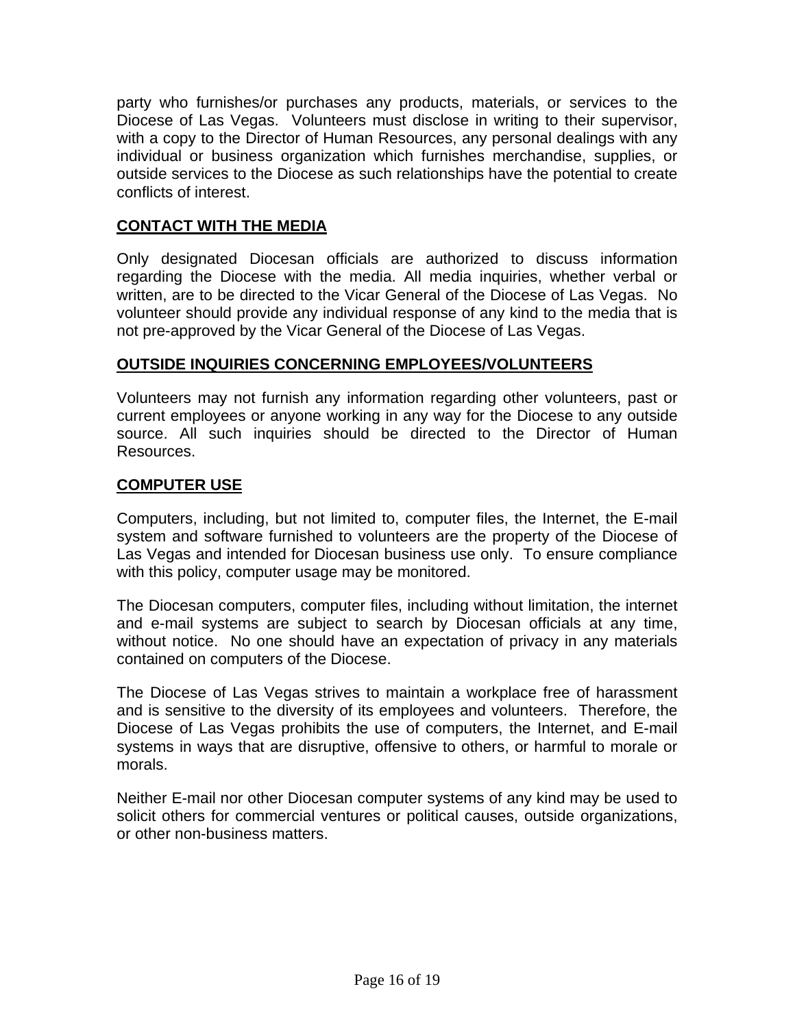party who furnishes/or purchases any products, materials, or services to the Diocese of Las Vegas. Volunteers must disclose in writing to their supervisor, with a copy to the Director of Human Resources, any personal dealings with any individual or business organization which furnishes merchandise, supplies, or outside services to the Diocese as such relationships have the potential to create conflicts of interest.

## CONTACT WITH THE MEDIA

Only designated Diocesan officials are authorized to discuss information regarding the Diocese with the media. All media inquiries, whether verbal or written, are to be directed to the Vicar General of the Diocese of Las Vegas. No volunteer should provide any individual response of any kind to the media that is not pre-approved by the Vicar General of the Diocese of Las Vegas.

## OUTSIDE INQUIRIES CONCERNING EMPLOYEES/VOLUNTEERS

Volunteers may not furnish any information regarding other volunteers, past or current employees or anyone working in any way for the Diocese to any outside source. All such inquiries should be directed to the Director of Human Resources.

## COMPUTER USE

Computers, including, but not limited to, computer files, the Internet, the E-mail system and software furnished to volunteers are the property of the Diocese of Las Vegas and intended for Diocesan business use only. To ensure compliance with this policy, computer usage may be monitored.

The Diocesan computers, computer files, including without limitation, the internet and e-mail systems are subject to search by Diocesan officials at any time, without notice. No one should have an expectation of privacy in any materials contained on computers of the Diocese.

The Diocese of Las Vegas strives to maintain a workplace free of harassment and is sensitive to the diversity of its employees and volunteers. Therefore, the Diocese of Las Vegas prohibits the use of computers, the Internet, and E-mail systems in ways that are disruptive, offensive to others, or harmful to morale or morals.

Neither E-mail nor other Diocesan computer systems of any kind may be used to solicit others for commercial ventures or political causes, outside organizations, or other non-business matters.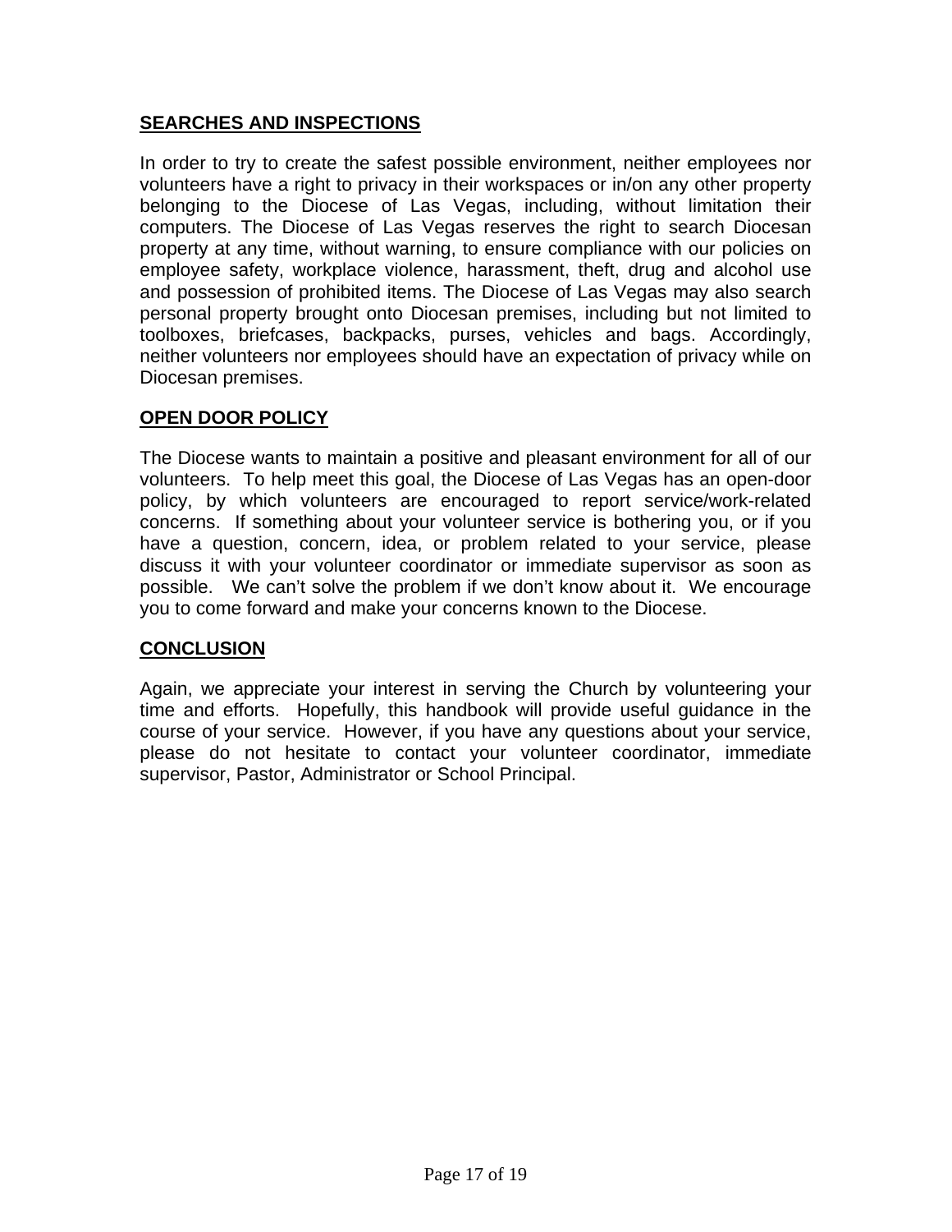## SEARCHES AND INSPECTIONS

In order to try to create the safest possible environment, neither employees nor volunteers have a right to privacy in their workspaces or in/on any other property belonging to the Diocese of Las Vegas, including, without limitation their computers. The Diocese of Las Vegas reserves the right to search Diocesan property at any time, without warning, to ensure compliance with our policies on employee safety, workplace violence, harassment, theft, drug and alcohol use and possession of prohibited items. The Diocese of Las Vegas may also search personal property brought onto Diocesan premises, including but not limited to toolboxes, briefcases, backpacks, purses, vehicles and bags. Accordingly, neither volunteers nor employees should have an expectation of privacy while on Diocesan premises.

## OPEN DOOR POLICY

The Diocese wants to maintain a positive and pleasant environment for all of our volunteers. To help meet this goal, the Diocese of Las Vegas has an open-door policy, by which volunteers are encouraged to report service/work-related concerns. If something about your volunteer service is bothering you, or if you have a question, concern, idea, or problem related to your service, please discuss it with your volunteer coordinator or immediate supervisor as soon as possible. We can't solve the problem if we don't know about it. We encourage you to come forward and make your concerns known to the Diocese.

## CONCLUSION

Again, we appreciate your interest in serving the Church by volunteering your time and efforts. Hopefully, this handbook will provide useful guidance in the course of your service. However, if you have any questions about your service, please do not hesitate to contact your volunteer coordinator, immediate supervisor, Pastor, Administrator or School Principal.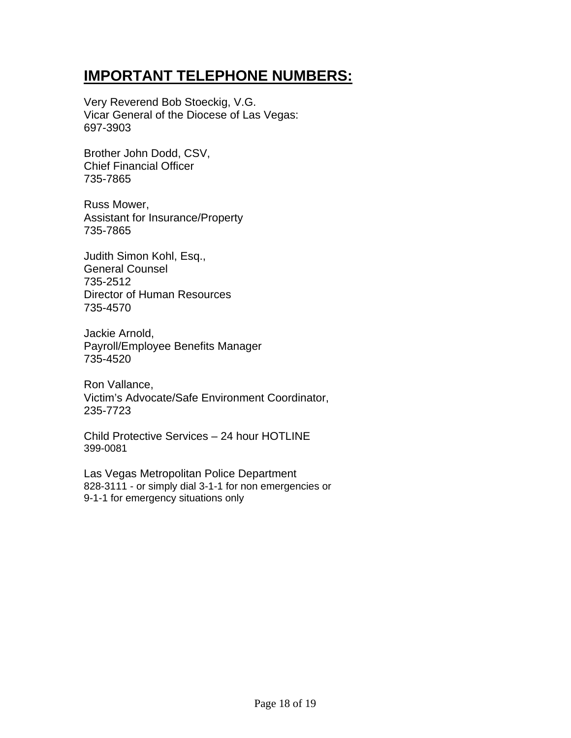## IMPORTANT TELEPHONE NUMBERS:

Very Reverend Bob Stoeckig, V.G.
Vicar General of the Diocese of Las Vegas:
697-3903

Brother John Dodd, CSV,
Chief Financial Officer
735-7865

Russ Mower,
Assistant for Insurance/Property
735-7865

Judith Simon Kohl, Esq.,
General Counsel
735-2512
Director of Human Resources
735-4570

Jackie Arnold,
Payroll/Employee Benefits Manager
735-4520

Ron Vallance,
Victim's Advocate/Safe Environment Coordinator,
235-7723

Child Protective Services – 24 hour HOTLINE
399-0081

Las Vegas Metropolitan Police Department
828-3111 - or simply dial 3-1-1 for non emergencies or
9-1-1 for emergency situations only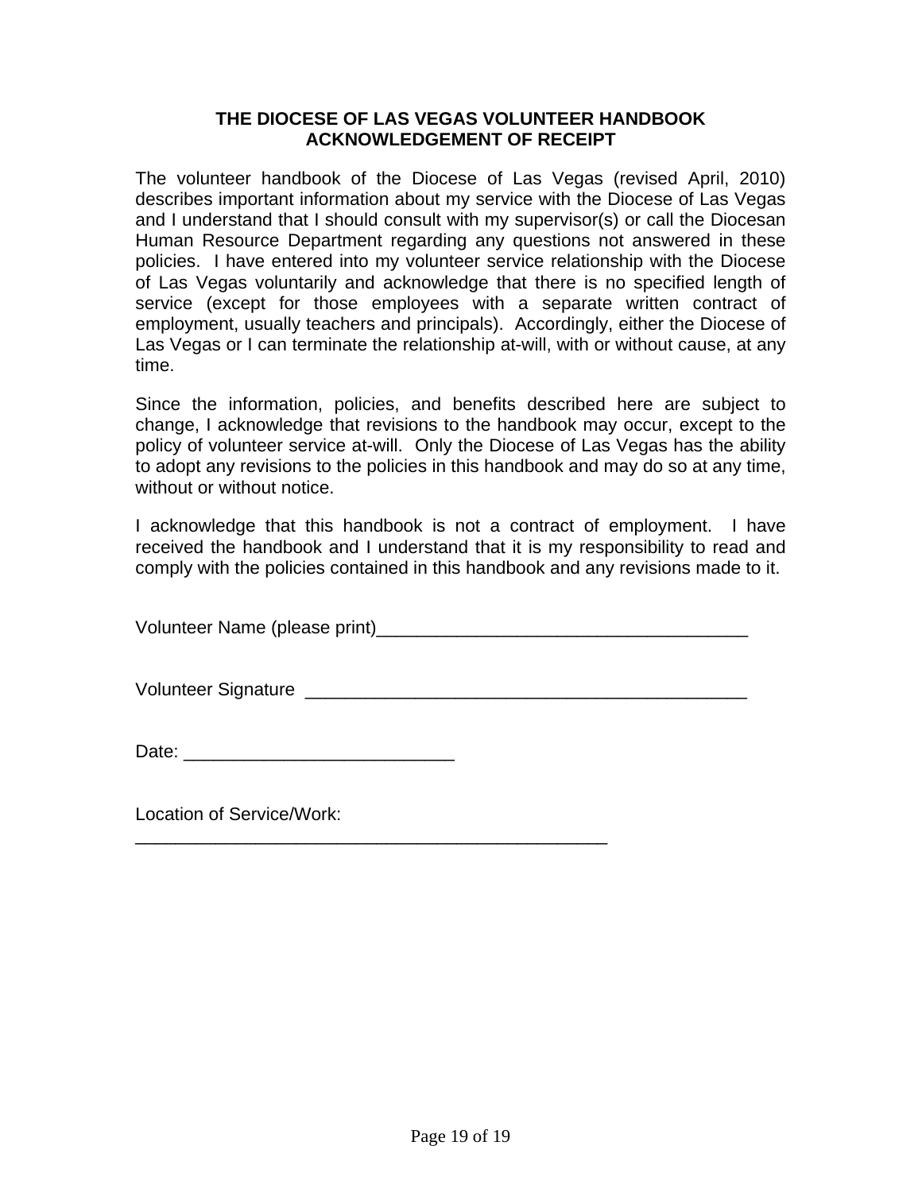**THE DIOCESE OF LAS VEGAS VOLUNTEER HANDBOOK**
**ACKNOWLEDGEMENT OF RECEIPT**

The volunteer handbook of the Diocese of Las Vegas (revised April, 2010) describes important information about my service with the Diocese of Las Vegas and I understand that I should consult with my supervisor(s) or call the Diocesan Human Resource Department regarding any questions not answered in these policies. I have entered into my volunteer service relationship with the Diocese of Las Vegas voluntarily and acknowledge that there is no specified length of service (except for those employees with a separate written contract of employment, usually teachers and principals). Accordingly, either the Diocese of Las Vegas or I can terminate the relationship at-will, with or without cause, at any time.

Since the information, policies, and benefits described here are subject to change, I acknowledge that revisions to the handbook may occur, except to the policy of volunteer service at-will. Only the Diocese of Las Vegas has the ability to adopt any revisions to the policies in this handbook and may do so at any time, without or without notice.

I acknowledge that this handbook is not a contract of employment. I have received the handbook and I understand that it is my responsibility to read and comply with the policies contained in this handbook and any revisions made to it.

Volunteer Name (please print)_____________________________________

Volunteer Signature ____________________________________________

Date: ___________________________

Location of Service/Work:
_______________________________________________